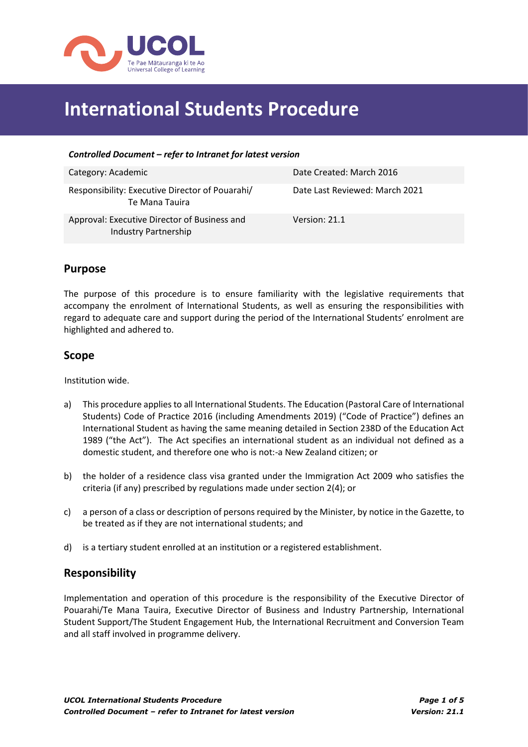# International Students Procedure

***Controlled Document – refer to Intranet for latest version***

| Category: Academic | Date Created: March 2016 |
|---|---|
| Responsibility: Executive Director of Pouarahi/ Te Mana Tauira | Date Last Reviewed: March 2021 |
| Approval: Executive Director of Business and Industry Partnership | Version: 21.1 |

## Purpose

The purpose of this procedure is to ensure familiarity with the legislative requirements that accompany the enrolment of International Students, as well as ensuring the responsibilities with regard to adequate care and support during the period of the International Students' enrolment are highlighted and adhered to.

## Scope

Institution wide.

a) This procedure applies to all International Students. The Education (Pastoral Care of International Students) Code of Practice 2016 (including Amendments 2019) ("Code of Practice") defines an International Student as having the same meaning detailed in Section 238D of the Education Act 1989 ("the Act"). The Act specifies an international student as an individual not defined as a domestic student, and therefore one who is not:-a New Zealand citizen; or

b) the holder of a residence class visa granted under the Immigration Act 2009 who satisfies the criteria (if any) prescribed by regulations made under section 2(4); or

c) a person of a class or description of persons required by the Minister, by notice in the Gazette, to be treated as if they are not international students; and

d) is a tertiary student enrolled at an institution or a registered establishment.

## Responsibility

Implementation and operation of this procedure is the responsibility of the Executive Director of Pouarahi/Te Mana Tauira, Executive Director of Business and Industry Partnership, International Student Support/The Student Engagement Hub, the International Recruitment and Conversion Team and all staff involved in programme delivery.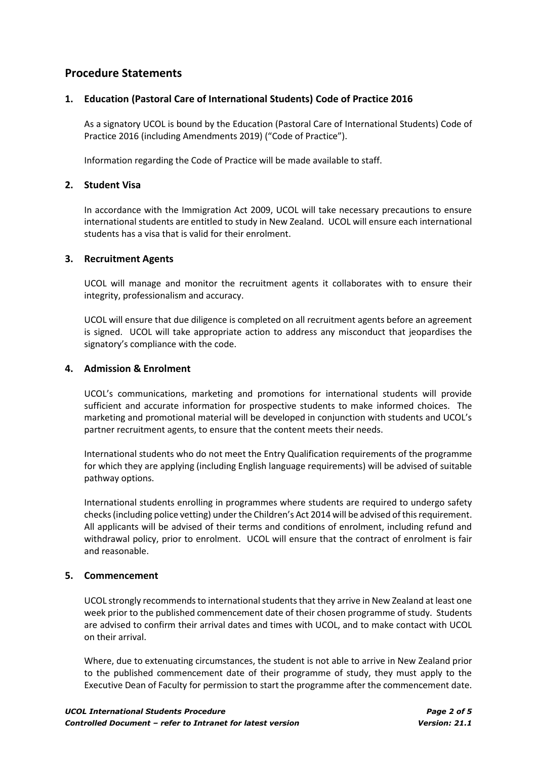## Procedure Statements

### 1. Education (Pastoral Care of International Students) Code of Practice 2016

As a signatory UCOL is bound by the Education (Pastoral Care of International Students) Code of Practice 2016 (including Amendments 2019) ("Code of Practice").

Information regarding the Code of Practice will be made available to staff.

### 2. Student Visa

In accordance with the Immigration Act 2009, UCOL will take necessary precautions to ensure international students are entitled to study in New Zealand. UCOL will ensure each international students has a visa that is valid for their enrolment.

### 3. Recruitment Agents

UCOL will manage and monitor the recruitment agents it collaborates with to ensure their integrity, professionalism and accuracy.

UCOL will ensure that due diligence is completed on all recruitment agents before an agreement is signed. UCOL will take appropriate action to address any misconduct that jeopardises the signatory's compliance with the code.

### 4. Admission & Enrolment

UCOL's communications, marketing and promotions for international students will provide sufficient and accurate information for prospective students to make informed choices. The marketing and promotional material will be developed in conjunction with students and UCOL's partner recruitment agents, to ensure that the content meets their needs.

International students who do not meet the Entry Qualification requirements of the programme for which they are applying (including English language requirements) will be advised of suitable pathway options.

International students enrolling in programmes where students are required to undergo safety checks (including police vetting) under the Children's Act 2014 will be advised of this requirement. All applicants will be advised of their terms and conditions of enrolment, including refund and withdrawal policy, prior to enrolment. UCOL will ensure that the contract of enrolment is fair and reasonable.

### 5. Commencement

UCOL strongly recommends to international students that they arrive in New Zealand at least one week prior to the published commencement date of their chosen programme of study. Students are advised to confirm their arrival dates and times with UCOL, and to make contact with UCOL on their arrival.

Where, due to extenuating circumstances, the student is not able to arrive in New Zealand prior to the published commencement date of their programme of study, they must apply to the Executive Dean of Faculty for permission to start the programme after the commencement date.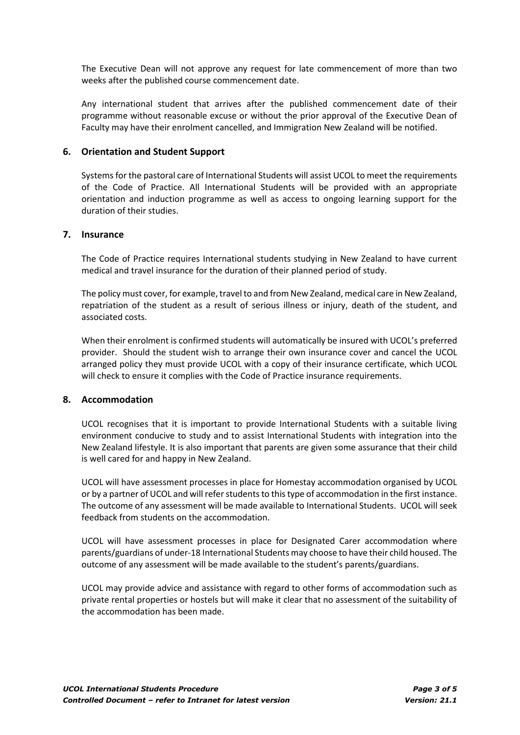The Executive Dean will not approve any request for late commencement of more than two weeks after the published course commencement date.

Any international student that arrives after the published commencement date of their programme without reasonable excuse or without the prior approval of the Executive Dean of Faculty may have their enrolment cancelled, and Immigration New Zealand will be notified.

## 6. Orientation and Student Support

Systems for the pastoral care of International Students will assist UCOL to meet the requirements of the Code of Practice. All International Students will be provided with an appropriate orientation and induction programme as well as access to ongoing learning support for the duration of their studies.

## 7. Insurance

The Code of Practice requires International students studying in New Zealand to have current medical and travel insurance for the duration of their planned period of study.

The policy must cover, for example, travel to and from New Zealand, medical care in New Zealand, repatriation of the student as a result of serious illness or injury, death of the student, and associated costs.

When their enrolment is confirmed students will automatically be insured with UCOL's preferred provider. Should the student wish to arrange their own insurance cover and cancel the UCOL arranged policy they must provide UCOL with a copy of their insurance certificate, which UCOL will check to ensure it complies with the Code of Practice insurance requirements.

## 8. Accommodation

UCOL recognises that it is important to provide International Students with a suitable living environment conducive to study and to assist International Students with integration into the New Zealand lifestyle. It is also important that parents are given some assurance that their child is well cared for and happy in New Zealand.

UCOL will have assessment processes in place for Homestay accommodation organised by UCOL or by a partner of UCOL and will refer students to this type of accommodation in the first instance. The outcome of any assessment will be made available to International Students. UCOL will seek feedback from students on the accommodation.

UCOL will have assessment processes in place for Designated Carer accommodation where parents/guardians of under-18 International Students may choose to have their child housed. The outcome of any assessment will be made available to the student's parents/guardians.

UCOL may provide advice and assistance with regard to other forms of accommodation such as private rental properties or hostels but will make it clear that no assessment of the suitability of the accommodation has been made.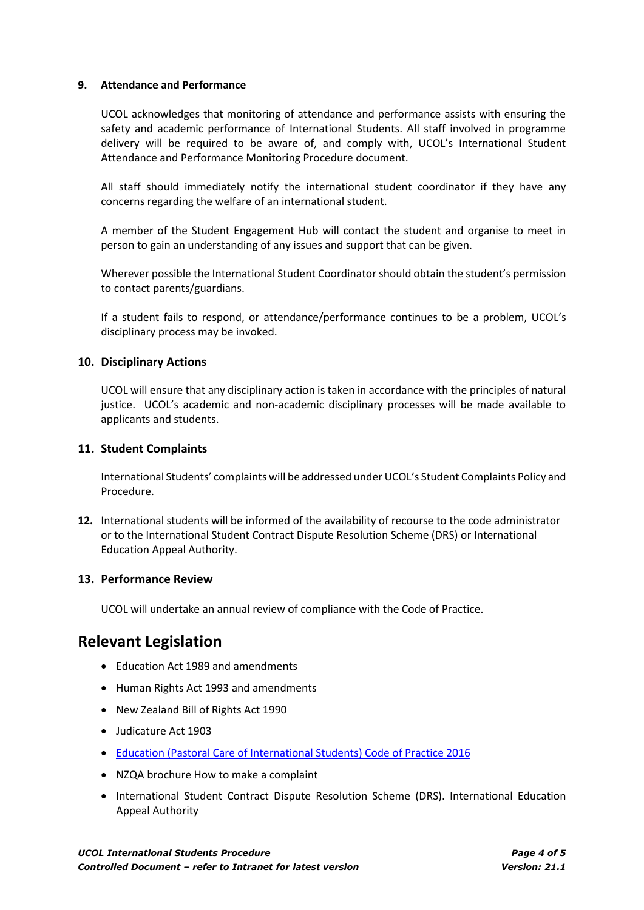**9. Attendance and Performance**

UCOL acknowledges that monitoring of attendance and performance assists with ensuring the safety and academic performance of International Students. All staff involved in programme delivery will be required to be aware of, and comply with, UCOL's International Student Attendance and Performance Monitoring Procedure document.

All staff should immediately notify the international student coordinator if they have any concerns regarding the welfare of an international student.

A member of the Student Engagement Hub will contact the student and organise to meet in person to gain an understanding of any issues and support that can be given.

Wherever possible the International Student Coordinator should obtain the student's permission to contact parents/guardians.

If a student fails to respond, or attendance/performance continues to be a problem, UCOL's disciplinary process may be invoked.

**10. Disciplinary Actions**

UCOL will ensure that any disciplinary action is taken in accordance with the principles of natural justice. UCOL's academic and non-academic disciplinary processes will be made available to applicants and students.

**11. Student Complaints**

International Students' complaints will be addressed under UCOL's Student Complaints Policy and Procedure.

**12.** International students will be informed of the availability of recourse to the code administrator or to the International Student Contract Dispute Resolution Scheme (DRS) or International Education Appeal Authority.

**13. Performance Review**

UCOL will undertake an annual review of compliance with the Code of Practice.

## Relevant Legislation

- Education Act 1989 and amendments
- Human Rights Act 1993 and amendments
- New Zealand Bill of Rights Act 1990
- Judicature Act 1903
- Education (Pastoral Care of International Students) Code of Practice 2016
- NZQA brochure How to make a complaint
- International Student Contract Dispute Resolution Scheme (DRS). International Education Appeal Authority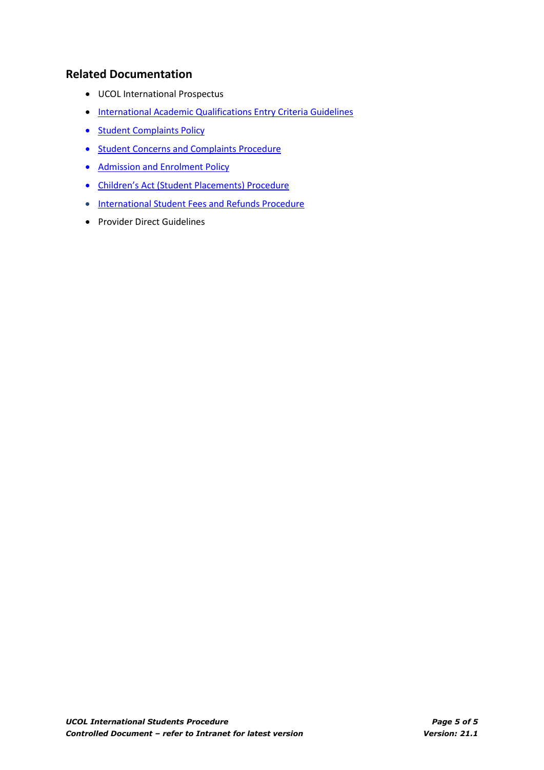## Related Documentation

- UCOL International Prospectus
- International Academic Qualifications Entry Criteria Guidelines
- Student Complaints Policy
- Student Concerns and Complaints Procedure
- Admission and Enrolment Policy
- Children's Act (Student Placements) Procedure
- International Student Fees and Refunds Procedure
- Provider Direct Guidelines